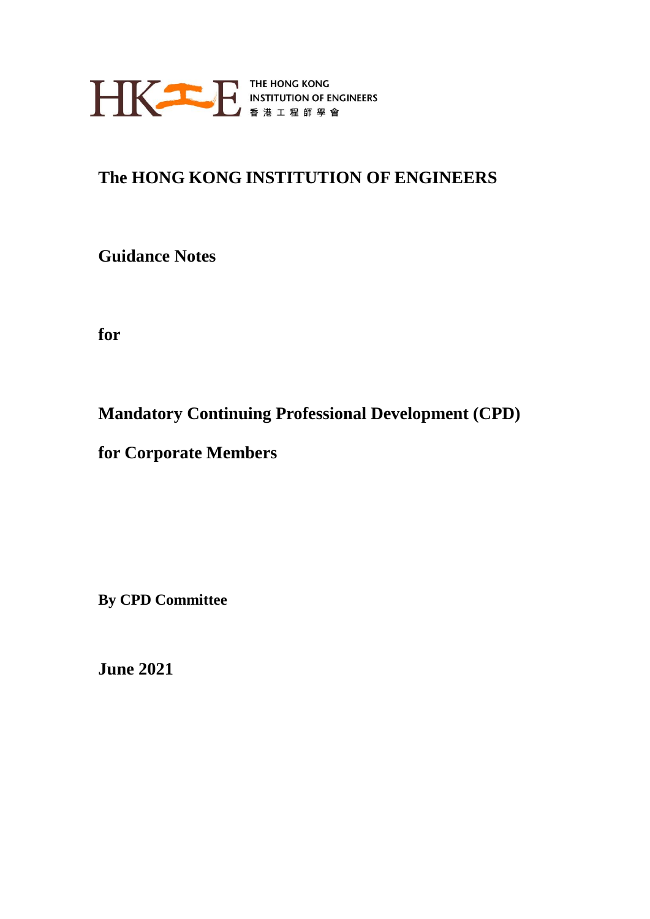THE HONG KONG INSTITUTION OF ENGINEERS
香港工程師學會

# The HONG KONG INSTITUTION OF ENGINEERS

## Guidance Notes

## for

## Mandatory Continuing Professional Development (CPD) for Corporate Members

**By CPD Committee**

**June 2021**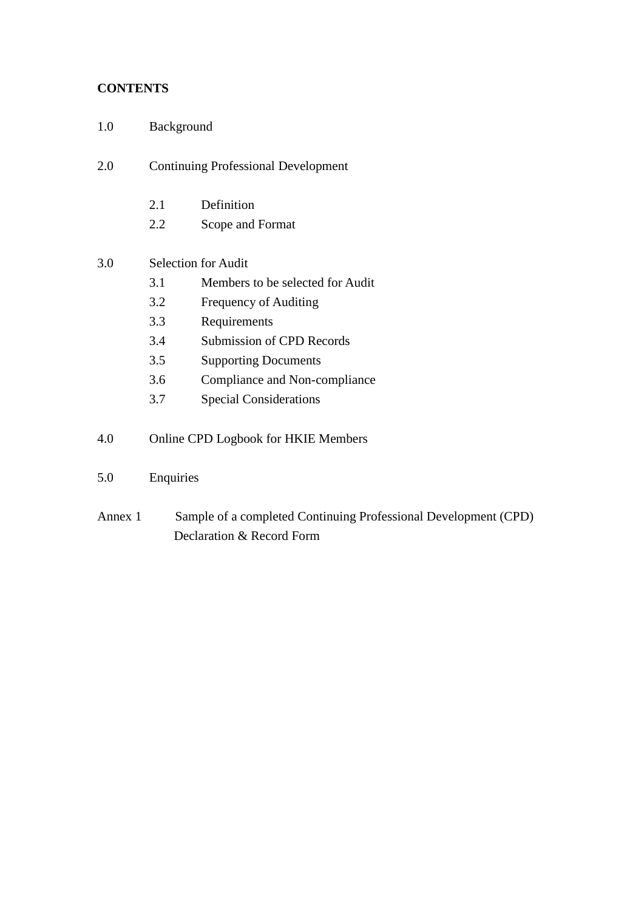**CONTENTS**

1.0 Background

2.0 Continuing Professional Development

- 2.1 Definition
- 2.2 Scope and Format

3.0 Selection for Audit

- 3.1 Members to be selected for Audit
- 3.2 Frequency of Auditing
- 3.3 Requirements
- 3.4 Submission of CPD Records
- 3.5 Supporting Documents
- 3.6 Compliance and Non-compliance
- 3.7 Special Considerations

4.0 Online CPD Logbook for HKIE Members

5.0 Enquiries

Annex 1 Sample of a completed Continuing Professional Development (CPD) Declaration & Record Form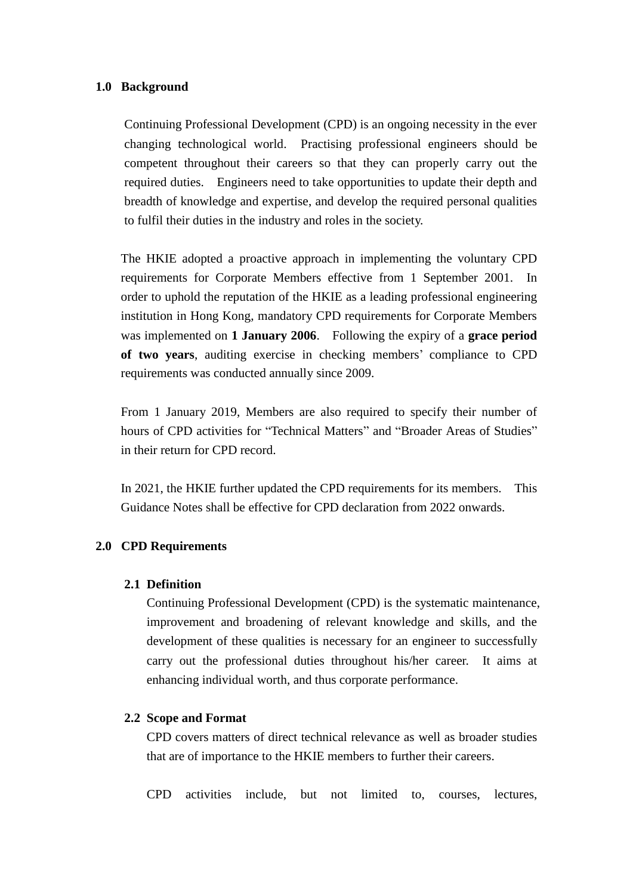## 1.0 Background

Continuing Professional Development (CPD) is an ongoing necessity in the ever changing technological world. Practising professional engineers should be competent throughout their careers so that they can properly carry out the required duties. Engineers need to take opportunities to update their depth and breadth of knowledge and expertise, and develop the required personal qualities to fulfil their duties in the industry and roles in the society.

The HKIE adopted a proactive approach in implementing the voluntary CPD requirements for Corporate Members effective from 1 September 2001. In order to uphold the reputation of the HKIE as a leading professional engineering institution in Hong Kong, mandatory CPD requirements for Corporate Members was implemented on **1 January 2006**. Following the expiry of a **grace period of two years**, auditing exercise in checking members' compliance to CPD requirements was conducted annually since 2009.

From 1 January 2019, Members are also required to specify their number of hours of CPD activities for "Technical Matters" and "Broader Areas of Studies" in their return for CPD record.

In 2021, the HKIE further updated the CPD requirements for its members. This Guidance Notes shall be effective for CPD declaration from 2022 onwards.

## 2.0 CPD Requirements

### 2.1 Definition

Continuing Professional Development (CPD) is the systematic maintenance, improvement and broadening of relevant knowledge and skills, and the development of these qualities is necessary for an engineer to successfully carry out the professional duties throughout his/her career. It aims at enhancing individual worth, and thus corporate performance.

### 2.2 Scope and Format

CPD covers matters of direct technical relevance as well as broader studies that are of importance to the HKIE members to further their careers.

CPD activities include, but not limited to, courses, lectures,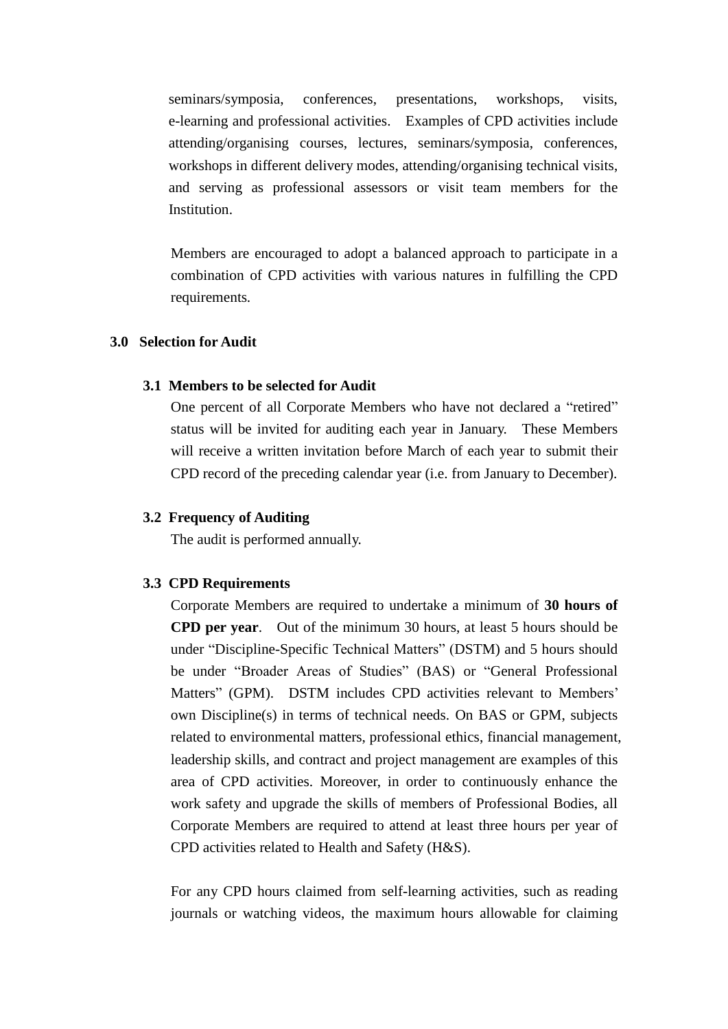seminars/symposia, conferences, presentations, workshops, visits, e-learning and professional activities. Examples of CPD activities include attending/organising courses, lectures, seminars/symposia, conferences, workshops in different delivery modes, attending/organising technical visits, and serving as professional assessors or visit team members for the Institution.

Members are encouraged to adopt a balanced approach to participate in a combination of CPD activities with various natures in fulfilling the CPD requirements.

## 3.0 Selection for Audit

### 3.1 Members to be selected for Audit

One percent of all Corporate Members who have not declared a "retired" status will be invited for auditing each year in January. These Members will receive a written invitation before March of each year to submit their CPD record of the preceding calendar year (i.e. from January to December).

### 3.2 Frequency of Auditing

The audit is performed annually.

### 3.3 CPD Requirements

Corporate Members are required to undertake a minimum of **30 hours of CPD per year**. Out of the minimum 30 hours, at least 5 hours should be under "Discipline-Specific Technical Matters" (DSTM) and 5 hours should be under "Broader Areas of Studies" (BAS) or "General Professional Matters" (GPM). DSTM includes CPD activities relevant to Members' own Discipline(s) in terms of technical needs. On BAS or GPM, subjects related to environmental matters, professional ethics, financial management, leadership skills, and contract and project management are examples of this area of CPD activities. Moreover, in order to continuously enhance the work safety and upgrade the skills of members of Professional Bodies, all Corporate Members are required to attend at least three hours per year of CPD activities related to Health and Safety (H&S).

For any CPD hours claimed from self-learning activities, such as reading journals or watching videos, the maximum hours allowable for claiming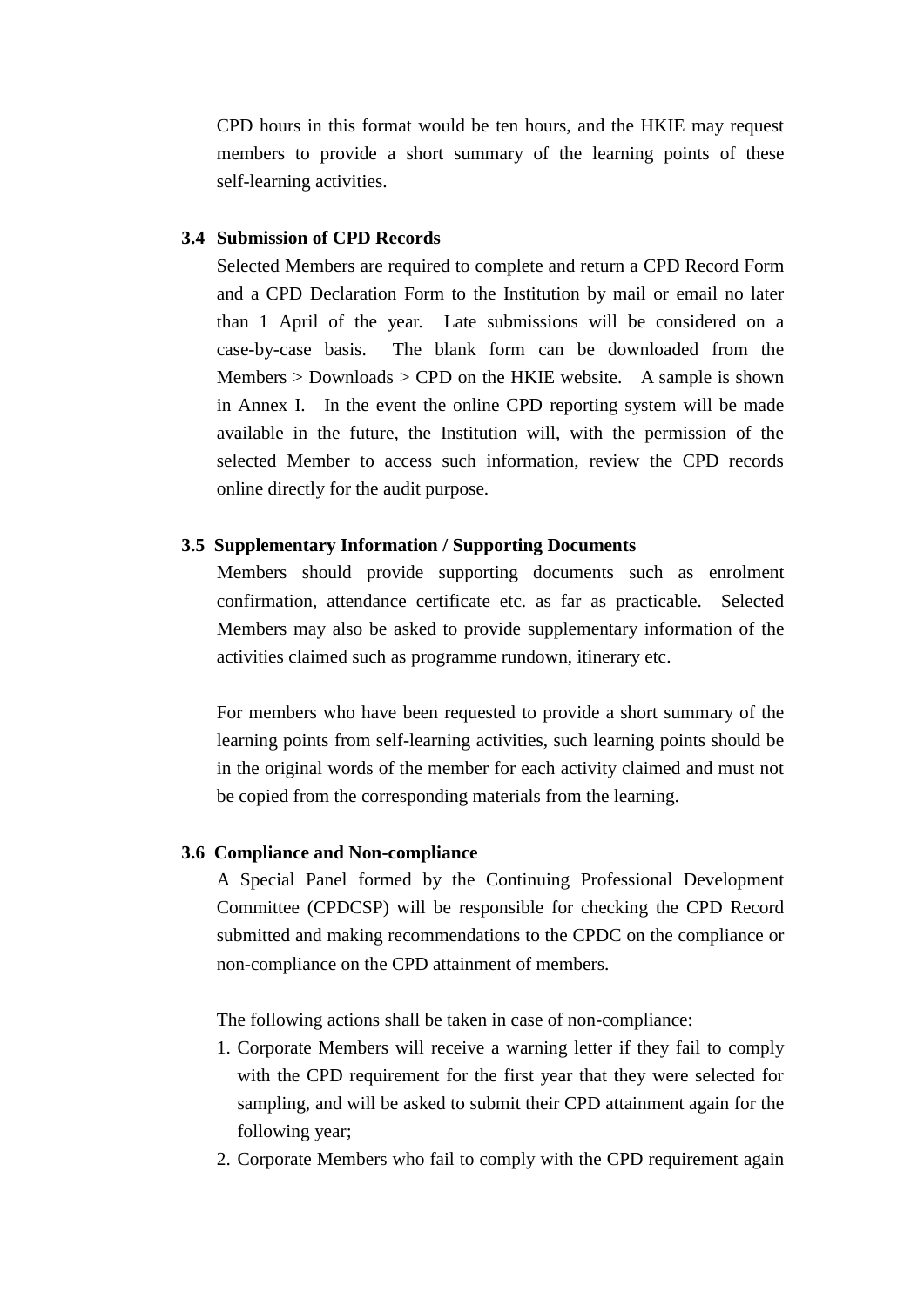CPD hours in this format would be ten hours, and the HKIE may request members to provide a short summary of the learning points of these self-learning activities.

### 3.4 Submission of CPD Records

Selected Members are required to complete and return a CPD Record Form and a CPD Declaration Form to the Institution by mail or email no later than 1 April of the year. Late submissions will be considered on a case-by-case basis. The blank form can be downloaded from the Members > Downloads > CPD on the HKIE website. A sample is shown in Annex I. In the event the online CPD reporting system will be made available in the future, the Institution will, with the permission of the selected Member to access such information, review the CPD records online directly for the audit purpose.

### 3.5 Supplementary Information / Supporting Documents

Members should provide supporting documents such as enrolment confirmation, attendance certificate etc. as far as practicable. Selected Members may also be asked to provide supplementary information of the activities claimed such as programme rundown, itinerary etc.

For members who have been requested to provide a short summary of the learning points from self-learning activities, such learning points should be in the original words of the member for each activity claimed and must not be copied from the corresponding materials from the learning.

### 3.6 Compliance and Non-compliance

A Special Panel formed by the Continuing Professional Development Committee (CPDCSP) will be responsible for checking the CPD Record submitted and making recommendations to the CPDC on the compliance or non-compliance on the CPD attainment of members.

The following actions shall be taken in case of non-compliance:

1. Corporate Members will receive a warning letter if they fail to comply with the CPD requirement for the first year that they were selected for sampling, and will be asked to submit their CPD attainment again for the following year;
2. Corporate Members who fail to comply with the CPD requirement again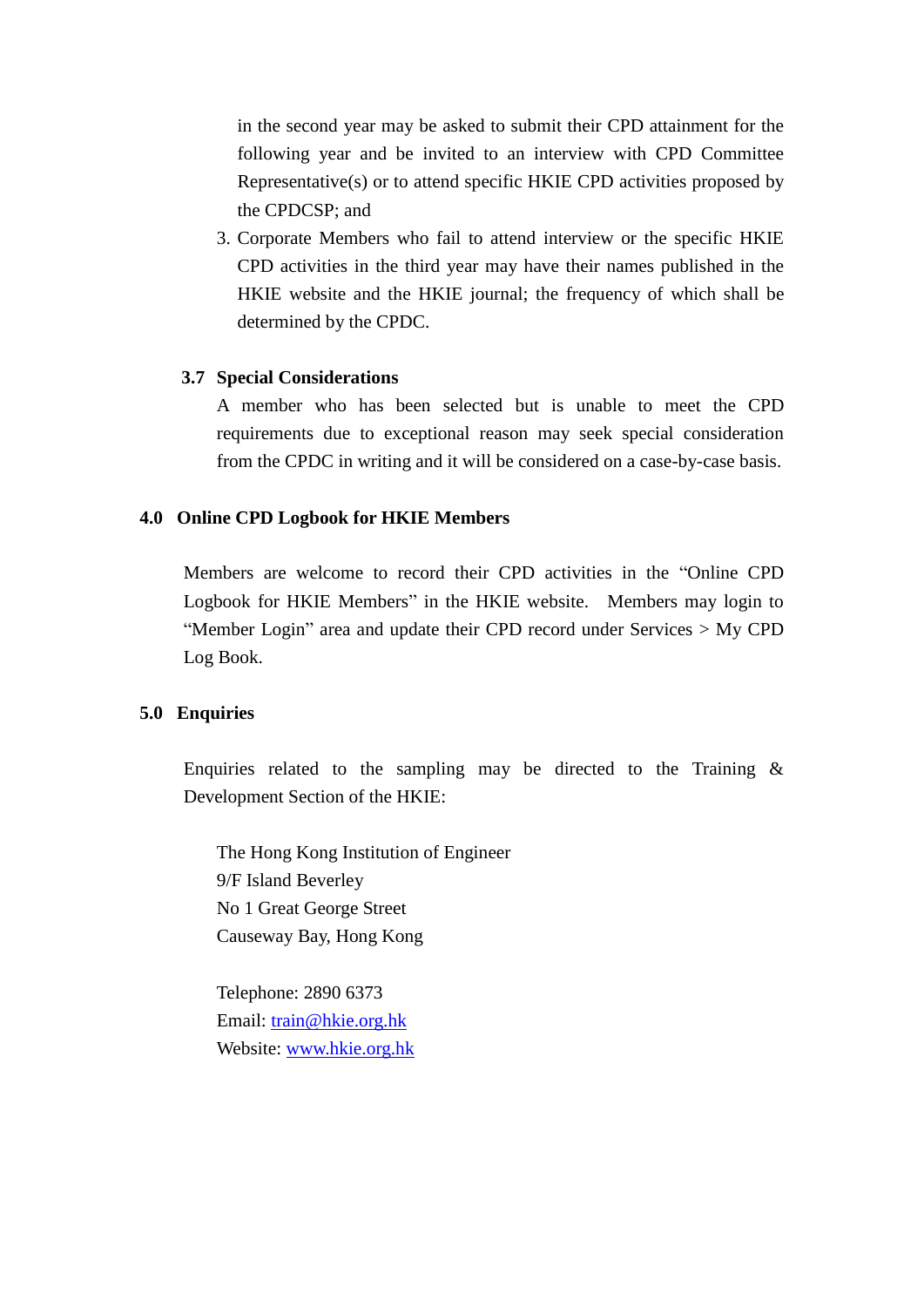in the second year may be asked to submit their CPD attainment for the following year and be invited to an interview with CPD Committee Representative(s) or to attend specific HKIE CPD activities proposed by the CPDCSP; and

3. Corporate Members who fail to attend interview or the specific HKIE CPD activities in the third year may have their names published in the HKIE website and the HKIE journal; the frequency of which shall be determined by the CPDC.

### 3.7 Special Considerations

A member who has been selected but is unable to meet the CPD requirements due to exceptional reason may seek special consideration from the CPDC in writing and it will be considered on a case-by-case basis.

## 4.0 Online CPD Logbook for HKIE Members

Members are welcome to record their CPD activities in the "Online CPD Logbook for HKIE Members" in the HKIE website. Members may login to "Member Login" area and update their CPD record under Services > My CPD Log Book.

## 5.0 Enquiries

Enquiries related to the sampling may be directed to the Training & Development Section of the HKIE:

The Hong Kong Institution of Engineer
9/F Island Beverley
No 1 Great George Street
Causeway Bay, Hong Kong

Telephone: 2890 6373
Email: train@hkie.org.hk
Website: www.hkie.org.hk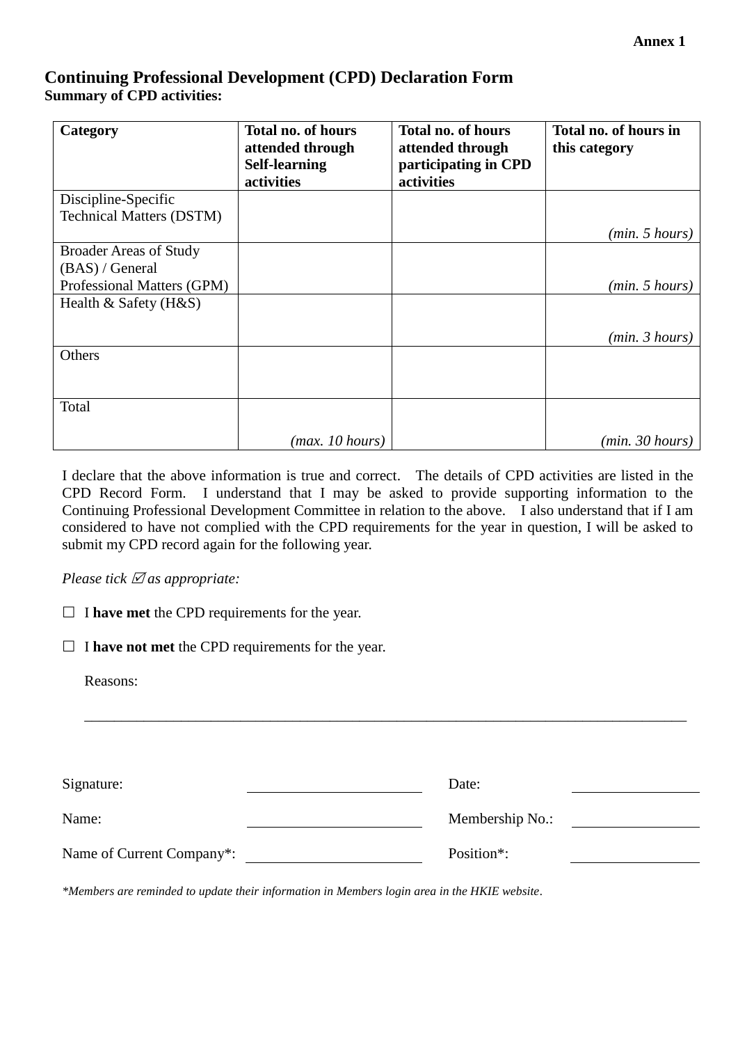**Annex 1**

# Continuing Professional Development (CPD) Declaration Form

**Summary of CPD activities:**

| **Category** | **Total no. of hours attended through Self-learning activities** | **Total no. of hours attended through participating in CPD activities** | **Total no. of hours in this category** |
|---|---|---|---|
| Discipline-Specific Technical Matters (DSTM) | | | *(min. 5 hours)* |
| Broader Areas of Study (BAS) / General Professional Matters (GPM) | | | *(min. 5 hours)* |
| Health & Safety (H&S) | | | *(min. 3 hours)* |
| Others | | | |
| Total | *(max. 10 hours)* | | *(min. 30 hours)* |

I declare that the above information is true and correct. The details of CPD activities are listed in the CPD Record Form. I understand that I may be asked to provide supporting information to the Continuing Professional Development Committee in relation to the above. I also understand that if I am considered to have not complied with the CPD requirements for the year in question, I will be asked to submit my CPD record again for the following year.

*Please tick ☑ as appropriate:*

☐ I **have met** the CPD requirements for the year.

☐ I **have not met** the CPD requirements for the year.

Reasons:

\_\_\_\_\_\_\_\_\_\_\_\_\_\_\_\_\_\_\_\_\_\_\_\_\_\_\_\_\_\_\_\_\_\_\_\_\_\_\_\_\_\_\_\_\_\_\_\_\_\_\_\_\_\_\_\_\_\_\_\_\_\_\_\_\_\_\_\_\_\_\_\_

Signature: \_\_\_\_\_\_\_\_\_\_\_\_\_\_\_\_\_\_\_\_ Date: \_\_\_\_\_\_\_\_\_\_\_\_\_\_\_

Name: \_\_\_\_\_\_\_\_\_\_\_\_\_\_\_\_\_\_\_\_ Membership No.: \_\_\_\_\_\_\_\_\_\_\_\_\_\_\_

Name of Current Company*: \_\_\_\_\_\_\_\_\_\_\_\_\_\_\_\_\_\_\_\_ Position*: \_\_\_\_\_\_\_\_\_\_\_\_\_\_\_

*\*Members are reminded to update their information in Members login area in the HKIE website.*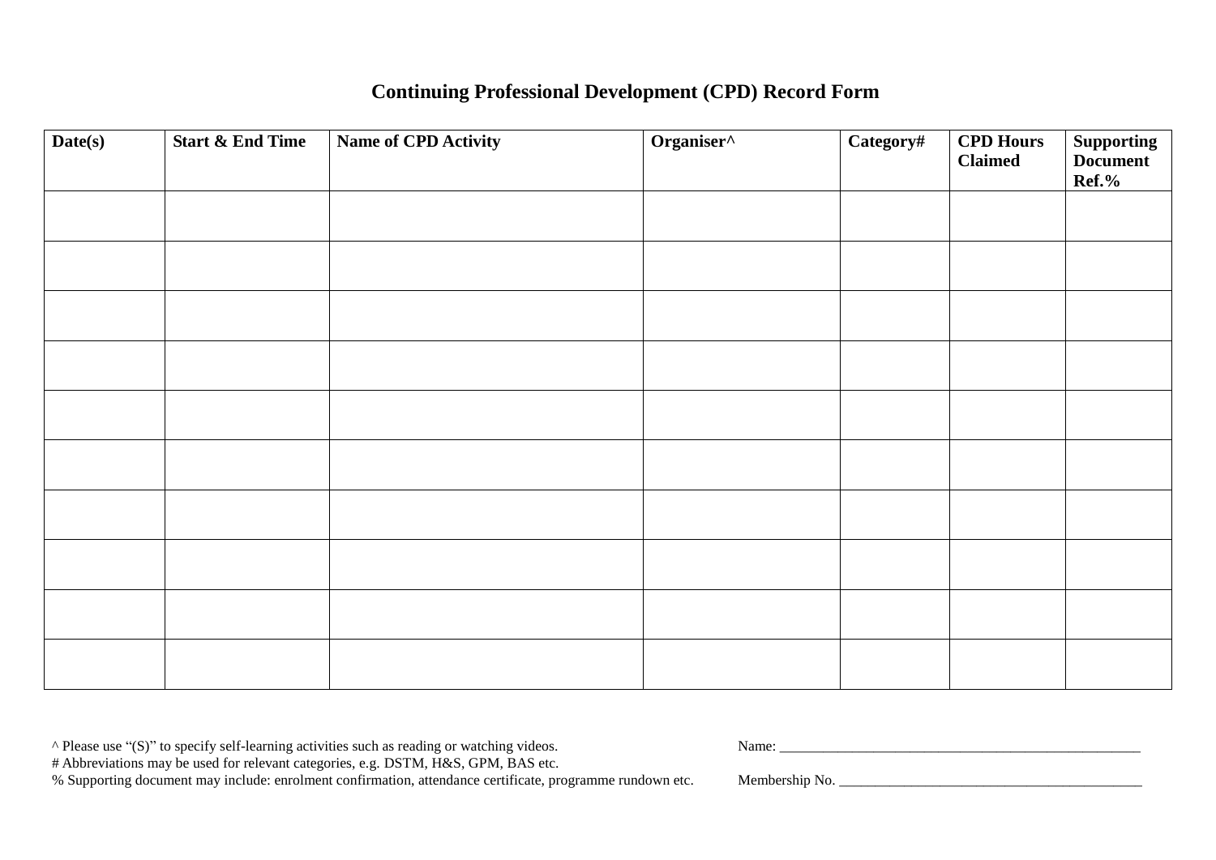# Continuing Professional Development (CPD) Record Form

| Date(s) | Start & End Time | Name of CPD Activity | Organiser^ | Category# | CPD Hours Claimed | Supporting Document Ref.% |
|---|---|---|---|---|---|---|
| | | | | | | |
| | | | | | | |
| | | | | | | |
| | | | | | | |
| | | | | | | |
| | | | | | | |
| | | | | | | |
| | | | | | | |
| | | | | | | |
| | | | | | | |

^ Please use "(S)" to specify self-learning activities such as reading or watching videos.
# Abbreviations may be used for relevant categories, e.g. DSTM, H&S, GPM, BAS etc.
% Supporting document may include: enrolment confirmation, attendance certificate, programme rundown etc.

Name: ____________________________________________________

Membership No. ____________________________________________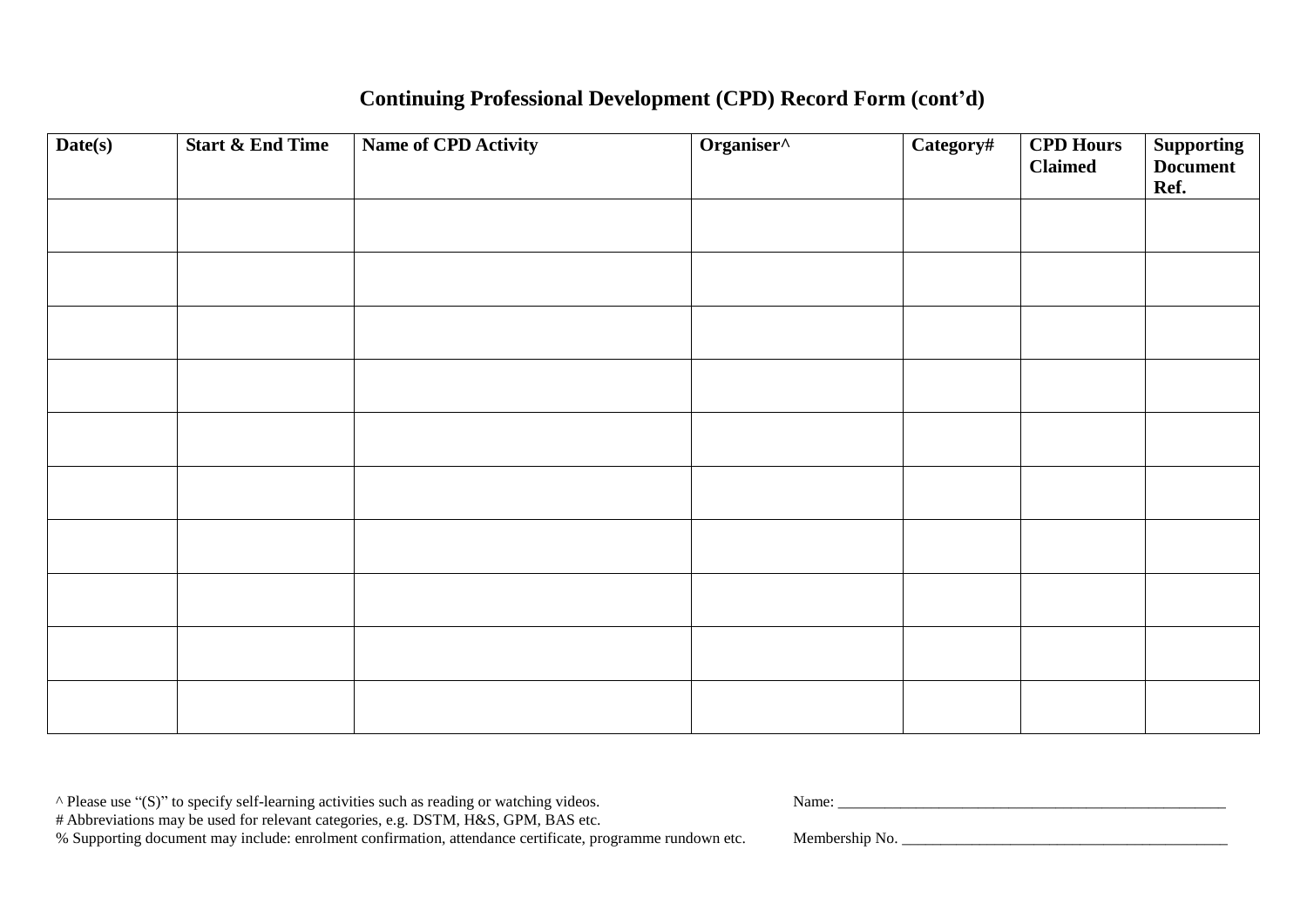# Continuing Professional Development (CPD) Record Form (cont'd)

| Date(s) | Start & End Time | Name of CPD Activity | Organiser^ | Category# | CPD Hours Claimed | Supporting Document Ref. |
|---|---|---|---|---|---|---|
| | | | | | | |
| | | | | | | |
| | | | | | | |
| | | | | | | |
| | | | | | | |
| | | | | | | |
| | | | | | | |
| | | | | | | |
| | | | | | | |
| | | | | | | |

^ Please use "(S)" to specify self-learning activities such as reading or watching videos.
# Abbreviations may be used for relevant categories, e.g. DSTM, H&S, GPM, BAS etc.
% Supporting document may include: enrolment confirmation, attendance certificate, programme rundown etc.

Name: ____________________________________________________

Membership No. ___________________________________________